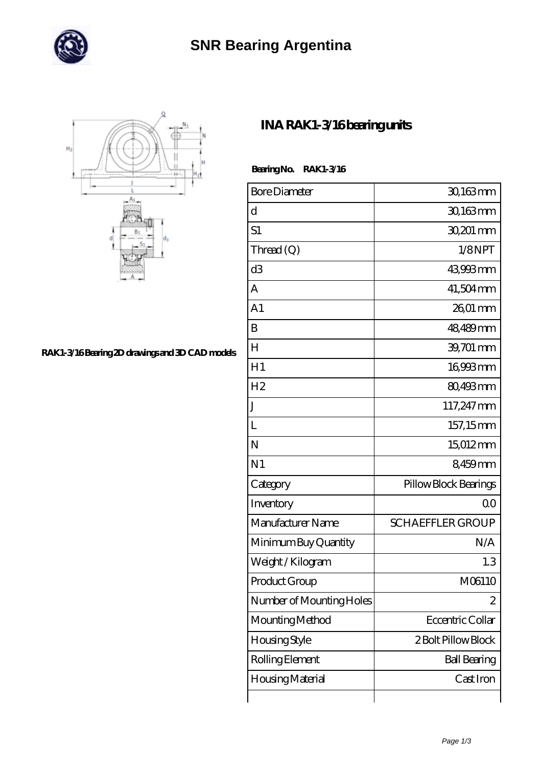# SNR Bearing Argentina

RAK1-3/16 Bearing 2D drawings and 3D CAD models

## INA RAK1-3/16 bearing units

**Bearing No. RAK1-3/16**

| | |
|---|---|
| Bore Diameter | 30,163 mm |
| d | 30,163 mm |
| S1 | 30,201 mm |
| Thread (Q) | 1/8 NPT |
| d3 | 43,993 mm |
| A | 41,504 mm |
| A1 | 26,01 mm |
| B | 48,489 mm |
| H | 39,701 mm |
| H1 | 16,993 mm |
| H2 | 80,493 mm |
| J | 117,247 mm |
| L | 157,15 mm |
| N | 15,012 mm |
| N1 | 8,459 mm |
| Category | Pillow Block Bearings |
| Inventory | 0.0 |
| Manufacturer Name | SCHAEFFLER GROUP |
| Minimum Buy Quantity | N/A |
| Weight / Kilogram | 1.3 |
| Product Group | M06110 |
| Number of Mounting Holes | 2 |
| Mounting Method | Eccentric Collar |
| Housing Style | 2 Bolt Pillow Block |
| Rolling Element | Ball Bearing |
| Housing Material | Cast Iron |
| | |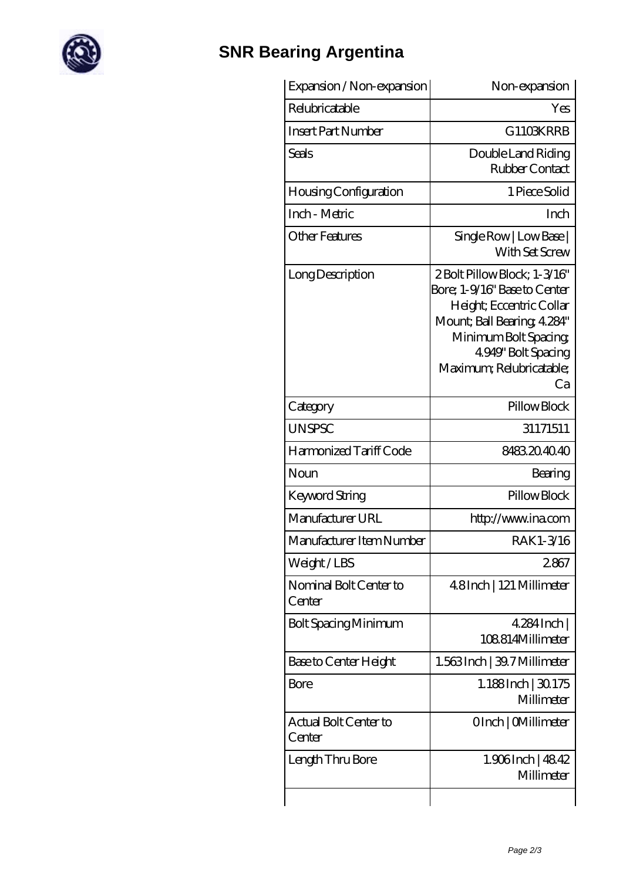# SNR Bearing Argentina

| Expansion / Non-expansion | Non-expansion |
|---|---|
| Relubricatable | Yes |
| Insert Part Number | G1103KRRB |
| Seals | Double Land Riding Rubber Contact |
| Housing Configuration | 1 Piece Solid |
| Inch - Metric | Inch |
| Other Features | Single Row \| Low Base \| With Set Screw |
| Long Description | 2 Bolt Pillow Block; 1-3/16" Bore; 1-9/16" Base to Center Height; Eccentric Collar Mount; Ball Bearing; 4.284" Minimum Bolt Spacing; 4.949" Bolt Spacing Maximum; Relubricatable; Ca |
| Category | Pillow Block |
| UNSPSC | 31171511 |
| Harmonized Tariff Code | 8483.20.40.40 |
| Noun | Bearing |
| Keyword String | Pillow Block |
| Manufacturer URL | http://www.ina.com |
| Manufacturer Item Number | RAK1-3/16 |
| Weight / LBS | 2.867 |
| Nominal Bolt Center to Center | 4.8 Inch \| 121 Millimeter |
| Bolt Spacing Minimum | 4.284 Inch \| 108.814 Millimeter |
| Base to Center Height | 1.563 Inch \| 39.7 Millimeter |
| Bore | 1.188 Inch \| 30.175 Millimeter |
| Actual Bolt Center to Center | 0 Inch \| 0 Millimeter |
| Length Thru Bore | 1.906 Inch \| 48.42 Millimeter |
| | |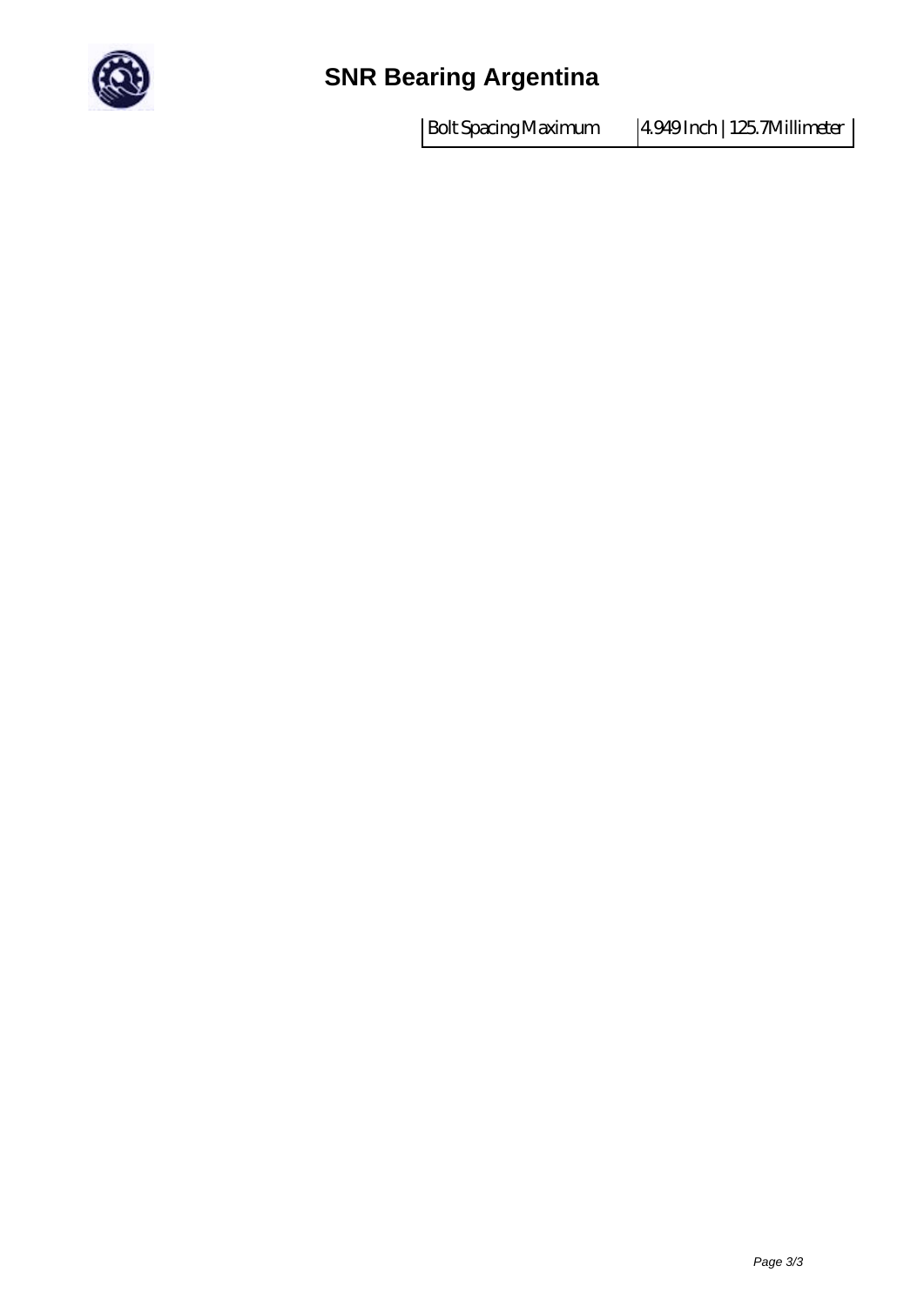| | |
|---|---|
| Bolt Spacing Maximum | 4.949 Inch \| 125.7 Millimeter |